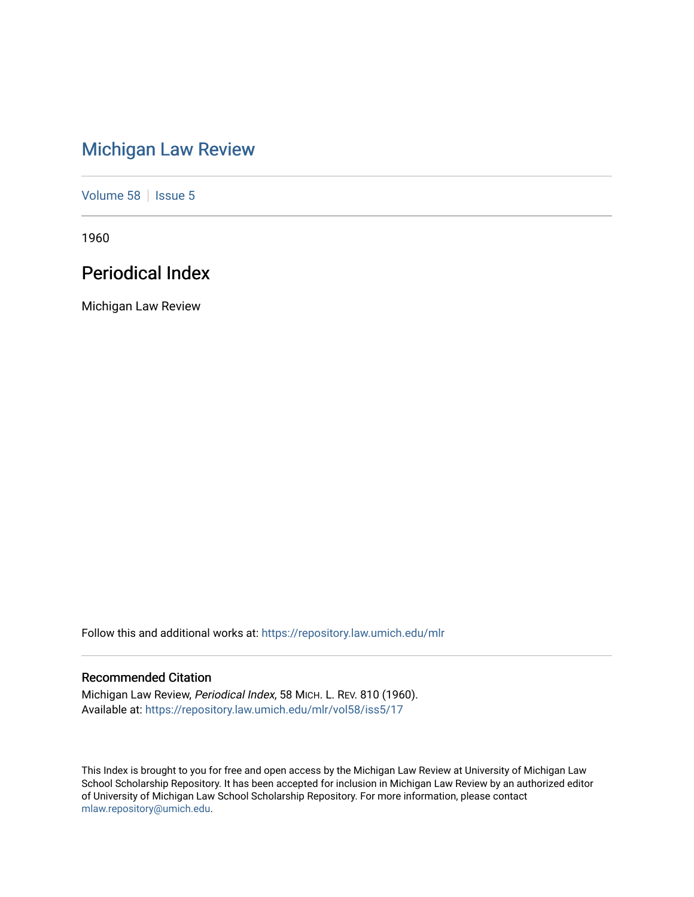# Michigan Law Review

Volume 58 | Issue 5

1960

## Periodical Index

Michigan Law Review

Follow this and additional works at: https://repository.law.umich.edu/mlr

### Recommended Citation

Michigan Law Review, *Periodical Index*, 58 MICH. L. REV. 810 (1960).
Available at: https://repository.law.umich.edu/mlr/vol58/iss5/17

This Index is brought to you for free and open access by the Michigan Law Review at University of Michigan Law School Scholarship Repository. It has been accepted for inclusion in Michigan Law Review by an authorized editor of University of Michigan Law School Scholarship Repository. For more information, please contact mlaw.repository@umich.edu.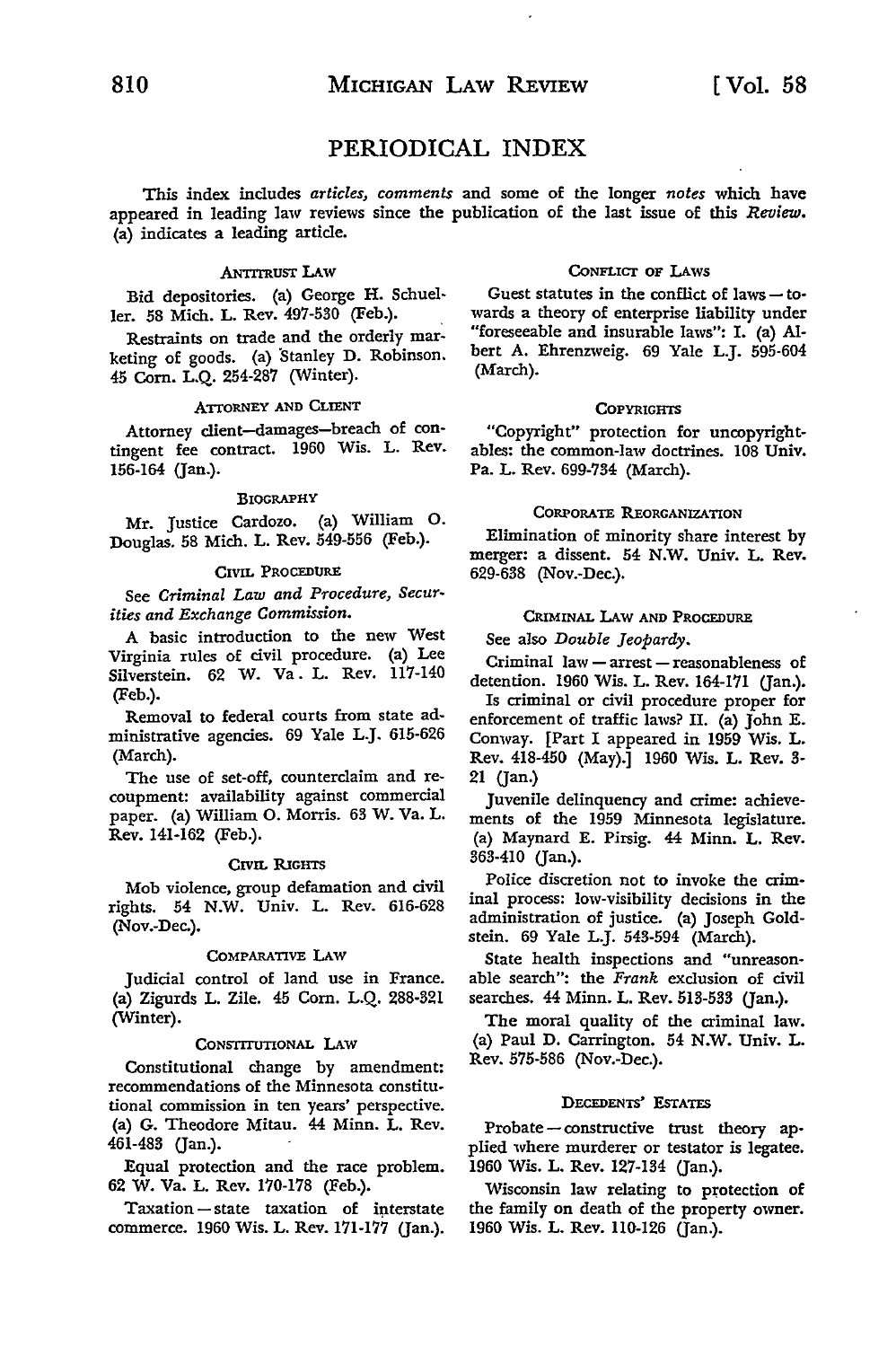# PERIODICAL INDEX

This index includes *articles, comments* and some of the longer *notes* which have appeared in leading law reviews since the publication of the last issue of this *Review*. (a) indicates a leading article.

### Antitrust Law

Bid depositories. (a) George H. Schueller. 58 Mich. L. Rev. 497-530 (Feb.).

Restraints on trade and the orderly marketing of goods. (a) Stanley D. Robinson. 45 Corn. L.Q. 254-287 (Winter).

### Attorney and Client

Attorney client—damages—breach of contingent fee contract. 1960 Wis. L. Rev. 156-164 (Jan.).

### Biography

Mr. Justice Cardozo. (a) William O. Douglas. 58 Mich. L. Rev. 549-556 (Feb.).

### Civil Procedure

See *Criminal Law and Procedure, Securities and Exchange Commission.*

A basic introduction to the new West Virginia rules of civil procedure. (a) Lee Silverstein. 62 W. Va. L. Rev. 117-140 (Feb.).

Removal to federal courts from state administrative agencies. 69 Yale L.J. 615-626 (March).

The use of set-off, counterclaim and recoupment: availability against commercial paper. (a) William O. Morris. 63 W. Va. L. Rev. 141-162 (Feb.).

### Civil Rights

Mob violence, group defamation and civil rights. 54 N.W. Univ. L. Rev. 616-628 (Nov.-Dec.).

### Comparative Law

Judicial control of land use in France. (a) Zigurds L. Zile. 45 Corn. L.Q. 288-321 (Winter).

### Constitutional Law

Constitutional change by amendment: recommendations of the Minnesota constitutional commission in ten years' perspective. (a) G. Theodore Mitau. 44 Minn. L. Rev. 461-483 (Jan.).

Equal protection and the race problem. 62 W. Va. L. Rev. 170-178 (Feb.).

Taxation — state taxation of interstate commerce. 1960 Wis. L. Rev. 171-177 (Jan.).

### Conflict of Laws

Guest statutes in the conflict of laws — towards a theory of enterprise liability under "foreseeable and insurable laws": I. (a) Albert A. Ehrenzweig. 69 Yale L.J. 595-604 (March).

### Copyrights

"Copyright" protection for uncopyrightables: the common-law doctrines. 108 Univ. Pa. L. Rev. 699-734 (March).

### Corporate Reorganization

Elimination of minority share interest by merger: a dissent. 54 N.W. Univ. L. Rev. 629-638 (Nov.-Dec.).

### Criminal Law and Procedure

See also *Double Jeopardy.*

Criminal law — arrest — reasonableness of detention. 1960 Wis. L. Rev. 164-171 (Jan.).

Is criminal or civil procedure proper for enforcement of traffic laws? II. (a) John E. Conway. [Part I appeared in 1959 Wis. L. Rev. 418-450 (May).] 1960 Wis. L. Rev. 3-21 (Jan.)

Juvenile delinquency and crime: achievements of the 1959 Minnesota legislature. (a) Maynard E. Pirsig. 44 Minn. L. Rev. 363-410 (Jan.).

Police discretion not to invoke the criminal process: low-visibility decisions in the administration of justice. (a) Joseph Goldstein. 69 Yale L.J. 543-594 (March).

State health inspections and "unreasonable search": the *Frank* exclusion of civil searches. 44 Minn. L. Rev. 513-533 (Jan.).

The moral quality of the criminal law. (a) Paul D. Carrington. 54 N.W. Univ. L. Rev. 575-586 (Nov.-Dec.).

### Decedents' Estates

Probate — constructive trust theory applied where murderer or testator is legatee. 1960 Wis. L. Rev. 127-134 (Jan.).

Wisconsin law relating to protection of the family on death of the property owner. 1960 Wis. L. Rev. 110-126 (Jan.).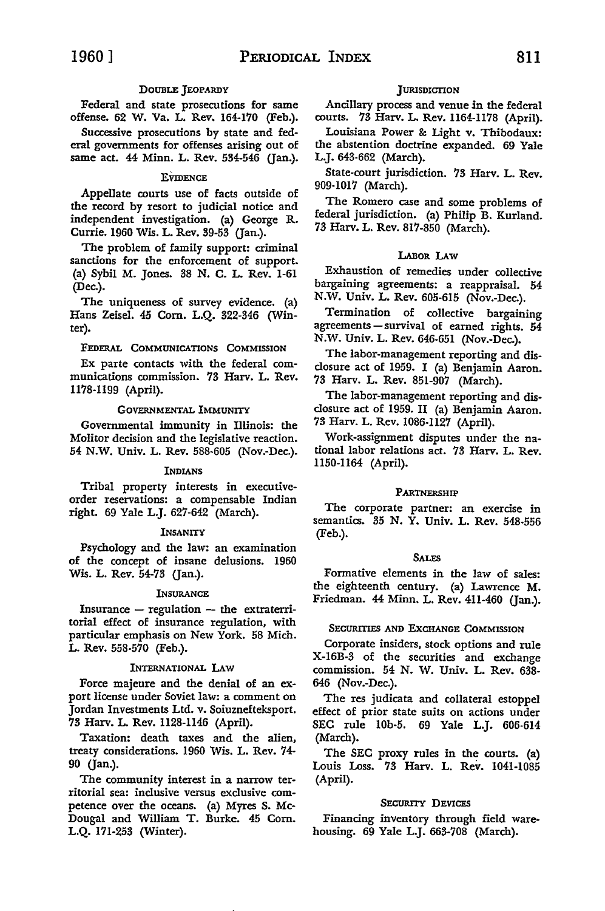### DOUBLE JEOPARDY

Federal and state prosecutions for same offense. 62 W. Va. L. Rev. 164-170 (Feb.).

Successive prosecutions by state and federal governments for offenses arising out of same act. 44 Minn. L. Rev. 534-546 (Jan.).

### EVIDENCE

Appellate courts use of facts outside of the record by resort to judicial notice and independent investigation. (a) George R. Currie. 1960 Wis. L. Rev. 39-53 (Jan.).

The problem of family support: criminal sanctions for the enforcement of support. (a) Sybil M. Jones. 38 N. C. L. Rev. 1-61 (Dec.).

The uniqueness of survey evidence. (a) Hans Zeisel. 45 Corn. L.Q. 322-346 (Winter).

### FEDERAL COMMUNICATIONS COMMISSION

Ex parte contacts with the federal communications commission. 73 Harv. L. Rev. 1178-1199 (April).

### GOVERNMENTAL IMMUNITY

Governmental immunity in Illinois: the Molitor decision and the legislative reaction. 54 N.W. Univ. L. Rev. 588-605 (Nov.-Dec.).

### INDIANS

Tribal property interests in executive-order reservations: a compensable Indian right. 69 Yale L.J. 627-642 (March).

### INSANITY

Psychology and the law: an examination of the concept of insane delusions. 1960 Wis. L. Rev. 54-73 (Jan.).

### INSURANCE

Insurance — regulation — the extraterritorial effect of insurance regulation, with particular emphasis on New York. 58 Mich. L. Rev. 558-570 (Feb.).

### INTERNATIONAL LAW

Force majeure and the denial of an export license under Soviet law: a comment on Jordan Investments Ltd. v. Soiuzneftieksport. 73 Harv. L. Rev. 1128-1146 (April).

Taxation: death taxes and the alien, treaty considerations. 1960 Wis. L. Rev. 74-90 (Jan.).

The community interest in a narrow territorial sea: inclusive versus exclusive competence over the oceans. (a) Myres S. McDougal and William T. Burke. 45 Corn. L.Q. 171-253 (Winter).

### JURISDICTION

Ancillary process and venue in the federal courts. 73 Harv. L. Rev. 1164-1178 (April).

Louisiana Power & Light v. Thibodaux: the abstention doctrine expanded. 69 Yale L.J. 643-662 (March).

State-court jurisdiction. 73 Harv. L. Rev. 909-1017 (March).

The Romero case and some problems of federal jurisdiction. (a) Philip B. Kurland. 73 Harv. L. Rev. 817-850 (March).

### LABOR LAW

Exhaustion of remedies under collective bargaining agreements: a reappraisal. 54 N.W. Univ. L. Rev. 605-615 (Nov.-Dec.).

Termination of collective bargaining agreements — survival of earned rights. 54 N.W. Univ. L. Rev. 646-651 (Nov.-Dec.).

The labor-management reporting and disclosure act of 1959. I (a) Benjamin Aaron. 73 Harv. L. Rev. 851-907 (March).

The labor-management reporting and disclosure act of 1959. II (a) Benjamin Aaron. 73 Harv. L. Rev. 1086-1127 (April).

Work-assignment disputes under the national labor relations act. 73 Harv. L. Rev. 1150-1164 (April).

### PARTNERSHIP

The corporate partner: an exercise in semantics. 35 N. Y. Univ. L. Rev. 548-556 (Feb.).

### SALES

Formative elements in the law of sales: the eighteenth century. (a) Lawrence M. Friedman. 44 Minn. L. Rev. 411-460 (Jan.).

### SECURITIES AND EXCHANGE COMMISSION

Corporate insiders, stock options and rule X-16B-3 of the securities and exchange commission. 54 N. W. Univ. L. Rev. 638-646 (Nov.-Dec.).

The res judicata and collateral estoppel effect of prior state suits on actions under SEC rule 10b-5. 69 Yale L.J. 606-614 (March).

The SEC proxy rules in the courts. (a) Louis Loss. 73 Harv. L. Rev. 1041-1085 (April).

### SECURITY DEVICES

Financing inventory through field warehousing. 69 Yale L.J. 663-708 (March).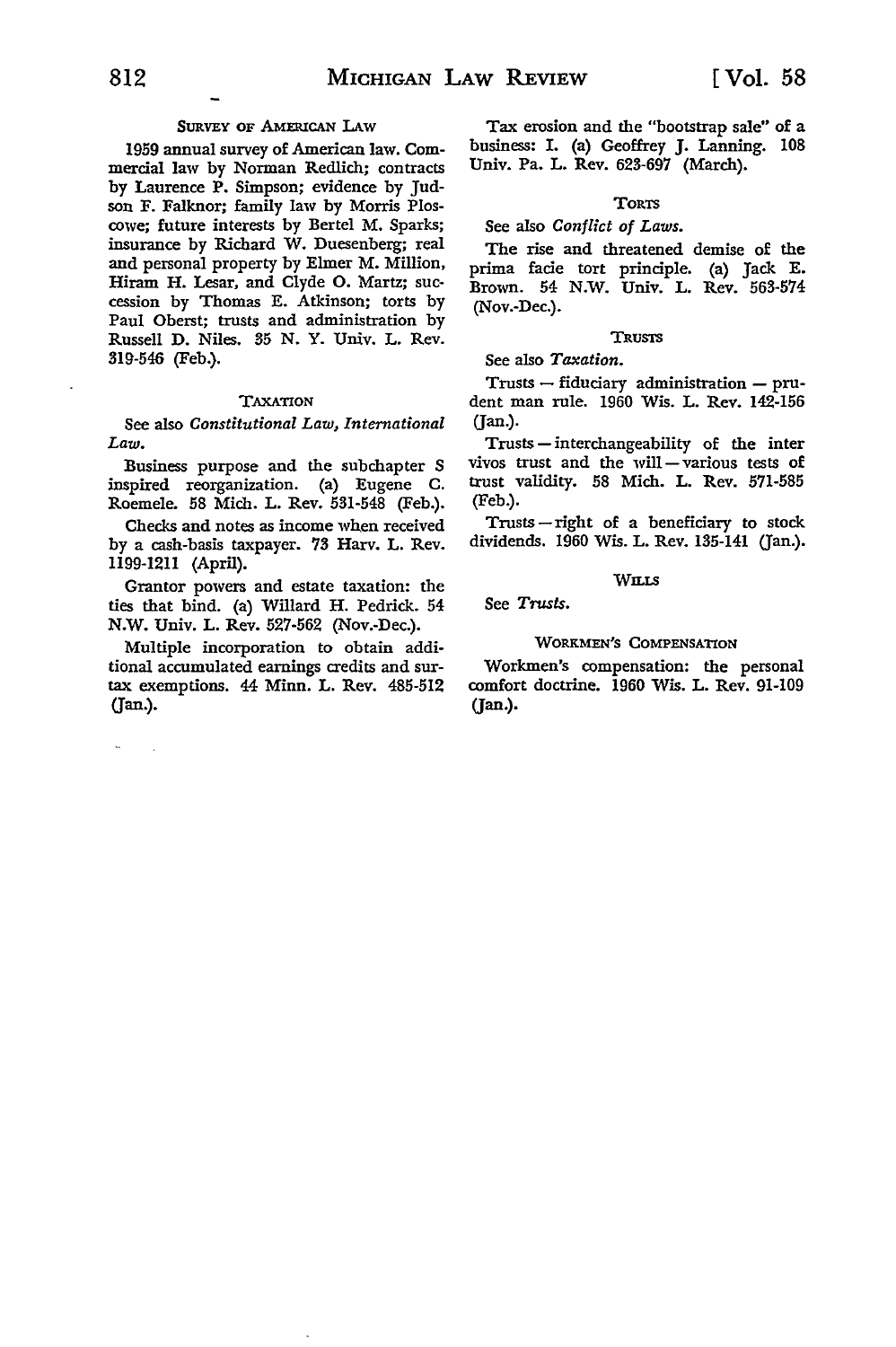### SURVEY OF AMERICAN LAW

1959 annual survey of American law. Commercial law by Norman Redlich; contracts by Laurence P. Simpson; evidence by Judson F. Falknor; family law by Morris Ploscowe; future interests by Bertel M. Sparks; insurance by Richard W. Duesenberg; real and personal property by Elmer M. Million, Hiram H. Lesar, and Clyde O. Martz; succession by Thomas E. Atkinson; torts by Paul Oberst; trusts and administration by Russell D. Niles. 35 N. Y. Univ. L. Rev. 319-546 (Feb.).

### TAXATION

See also *Constitutional Law, International Law.*

Business purpose and the subchapter S inspired reorganization. (a) Eugene C. Roemele. 58 Mich. L. Rev. 531-548 (Feb.).

Checks and notes as income when received by a cash-basis taxpayer. 73 Harv. L. Rev. 1199-1211 (April).

Grantor powers and estate taxation: the ties that bind. (a) Willard H. Pedrick. 54 N.W. Univ. L. Rev. 527-562 (Nov.-Dec.).

Multiple incorporation to obtain additional accumulated earnings credits and surtax exemptions. 44 Minn. L. Rev. 485-512 (Jan.).

Tax erosion and the "bootstrap sale" of a business: I. (a) Geoffrey J. Lanning. 108 Univ. Pa. L. Rev. 623-697 (March).

### TORTS

See also *Conflict of Laws.*

The rise and threatened demise of the prima facie tort principle. (a) Jack E. Brown. 54 N.W. Univ. L. Rev. 563-574 (Nov.-Dec.).

### TRUSTS

See also *Taxation.*

Trusts — fiduciary administration — prudent man rule. 1960 Wis. L. Rev. 142-156 (Jan.).

Trusts — interchangeability of the inter vivos trust and the will — various tests of trust validity. 58 Mich. L. Rev. 571-585 (Feb.).

Trusts — right of a beneficiary to stock dividends. 1960 Wis. L. Rev. 135-141 (Jan.).

### WILLS

See *Trusts.*

### WORKMEN'S COMPENSATION

Workmen's compensation: the personal comfort doctrine. 1960 Wis. L. Rev. 91-109 (Jan.).